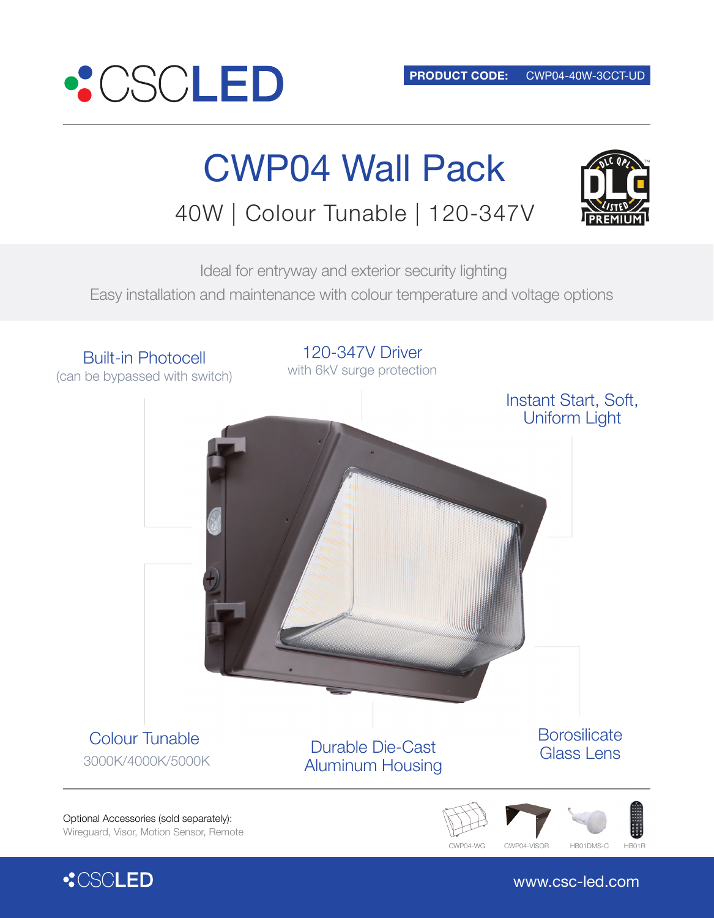CSCLED

**PRODUCT CODE:** CWP04-40W-3CCT-UD

# CWP04 Wall Pack

## 40W | Colour Tunable | 120-347V

DLC QPL LISTED PREMIUM

Ideal for entryway and exterior security lighting

Easy installation and maintenance with colour temperature and voltage options

**Built-in Photocell**
(can be bypassed with switch)

**120-347V Driver**
with 6kV surge protection

**Instant Start, Soft, Uniform Light**

**Colour Tunable**
3000K/4000K/5000K

**Durable Die-Cast Aluminum Housing**

**Borosilicate Glass Lens**

Optional Accessories (sold separately):
Wireguard, Visor, Motion Sensor, Remote

CWP04-WG | CWP04-VISOR | HB01DMS-C | HB01R

CSCLED

www.csc-led.com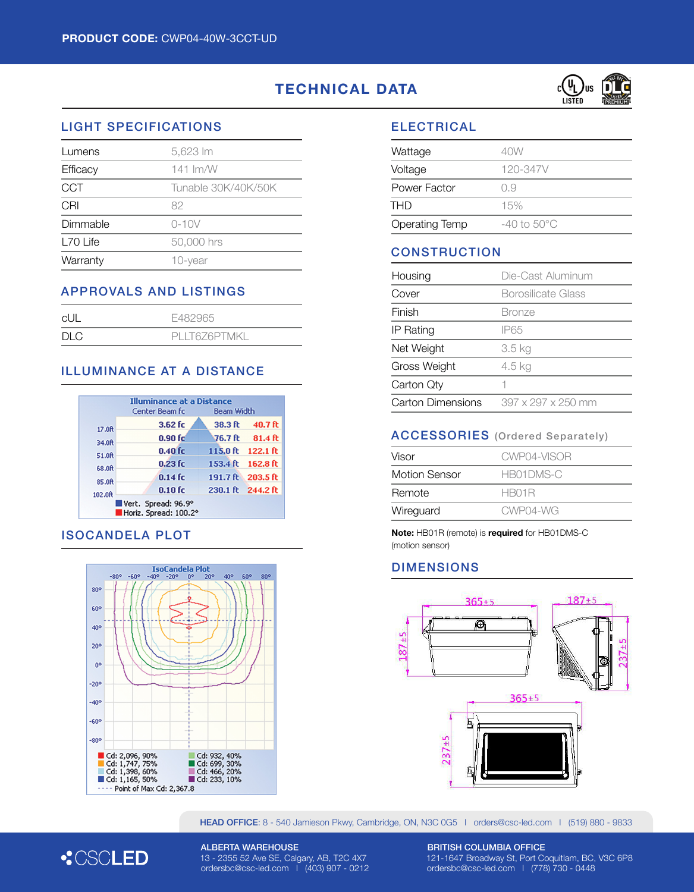**PRODUCT CODE:** CWP04-40W-3CCT-UD

# TECHNICAL DATA

## LIGHT SPECIFICATIONS

| | |
|---|---|
| Lumens | 5,623 lm |
| Efficacy | 141 lm/W |
| CCT | Tunable 30K/40K/50K |
| CRI | 82 |
| Dimmable | 0-10V |
| L70 Life | 50,000 hrs |
| Warranty | 10-year |

## APPROVALS AND LISTINGS

| | |
|---|---|
| cUL | E482965 |
| DLC | PLLT6Z6PTMKL |

## ILLUMINANCE AT A DISTANCE

Illuminance at a Distance

| Distance | Center Beam fc | Beam Width (Vert.) | Beam Width (Horiz.) |
|---|---|---|---|
| 17.0ft | 3.62 fc | 38.3 ft | 40.7 ft |
| 34.0ft | 0.90 fc | 76.7 ft | 81.4 ft |
| 51.0ft | 0.40 fc | 115.0 ft | 122.1 ft |
| 68.0ft | 0.23 fc | 153.4 ft | 162.8 ft |
| 85.0ft | 0.14 fc | 191.7 ft | 203.5 ft |
| 102.0ft | 0.10 fc | 230.1 ft | 244.2 ft |

Vert. Spread: 96.9°
Horiz. Spread: 100.2°

## ISOCANDELA PLOT

IsoCandela Plot

- Cd: 2,096, 90%
- Cd: 1,747, 75%
- Cd: 1,398, 60%
- Cd: 1,165, 50%
- Cd: 932, 40%
- Cd: 699, 30%
- Cd: 466, 20%
- Cd: 233, 10%
- Point of Max Cd: 2,367.8

## ELECTRICAL

| | |
|---|---|
| Wattage | 40W |
| Voltage | 120-347V |
| Power Factor | 0.9 |
| THD | 15% |
| Operating Temp | -40 to 50°C |

## CONSTRUCTION

| | |
|---|---|
| Housing | Die-Cast Aluminum |
| Cover | Borosilicate Glass |
| Finish | Bronze |
| IP Rating | IP65 |
| Net Weight | 3.5 kg |
| Gross Weight | 4.5 kg |
| Carton Qty | 1 |
| Carton Dimensions | 397 x 297 x 250 mm |

## ACCESSORIES (Ordered Separately)

| | |
|---|---|
| Visor | CWP04-VISOR |
| Motion Sensor | HB01DMS-C |
| Remote | HB01R |
| Wireguard | CWP04-WG |

**Note:** HB01R (remote) is **required** for HB01DMS-C (motion sensor)

## DIMENSIONS

365±5, 187±5, 187±5, 237±5, 365±5, 237±5

**HEAD OFFICE**: 8 - 540 Jamieson Pkwy, Cambridge, ON, N3C 0G5 | orders@csc-led.com | (519) 880 - 9833

CSCLED

**ALBERTA WAREHOUSE**
13 - 2355 52 Ave SE, Calgary, AB, T2C 4X7
ordersbc@csc-led.com | (403) 907 - 0212

**BRITISH COLUMBIA OFFICE**
121-1647 Broadway St, Port Coquitlam, BC, V3C 6P8
ordersbc@csc-led.com | (778) 730 - 0448